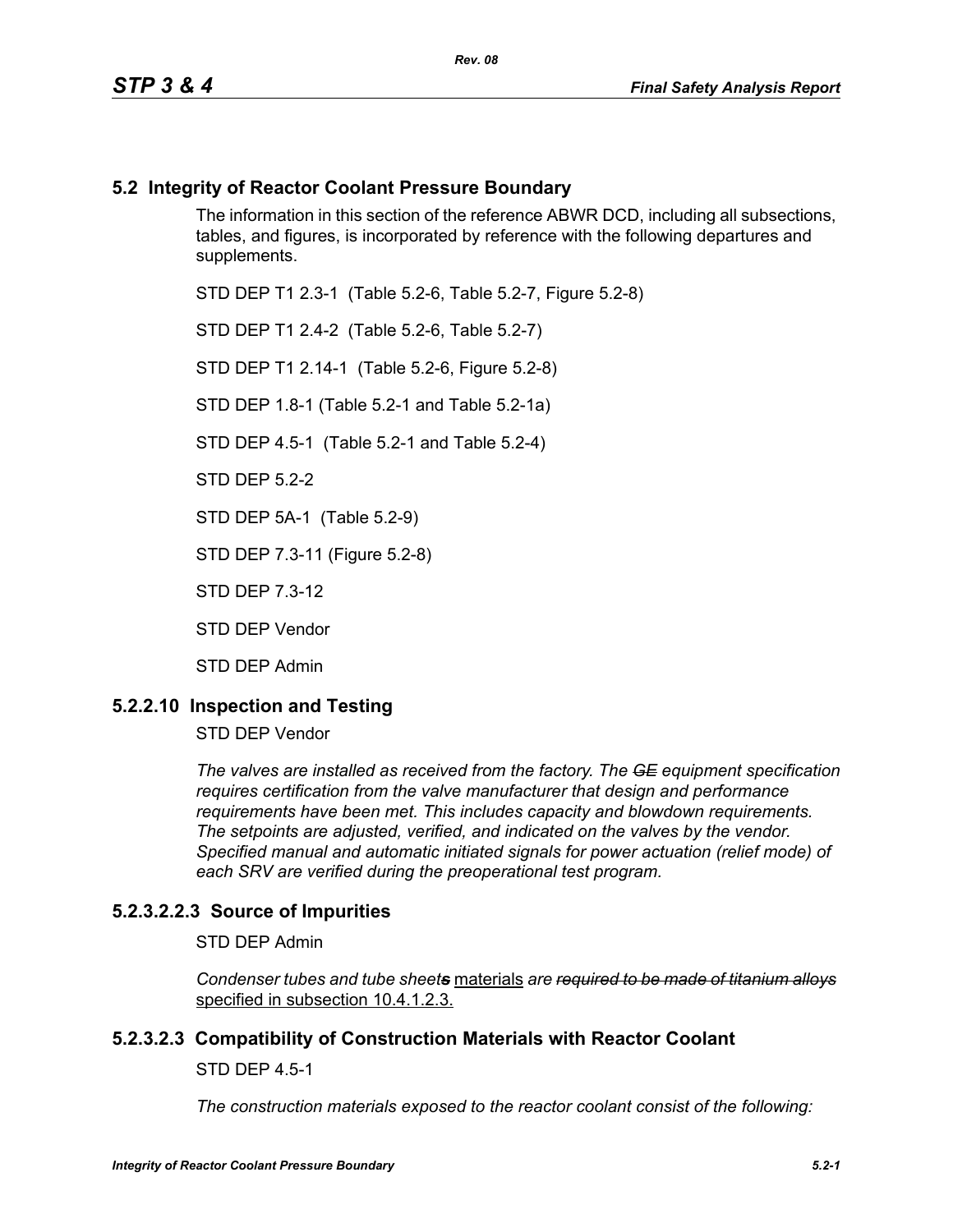## 5.2 Integrity of Reactor Coolant Pressure Boundary

The information in this section of the reference ABWR DCD, including all subsections, tables, and figures, is incorporated by reference with the following departures and supplements.

STD DEP T1 2.3-1 (Table 5.2-6, Table 5.2-7, Figure 5.2-8)

STD DEP T1 2.4-2 (Table 5.2-6, Table 5.2-7)

STD DEP T1 2.14-1 (Table 5.2-6, Figure 5.2-8)

STD DEP 1.8-1 (Table 5.2-1 and Table 5.2-1a)

STD DEP 4.5-1 (Table 5.2-1 and Table 5.2-4)

STD DEP 5.2-2

STD DEP 5A-1 (Table 5.2-9)

STD DEP 7.3-11 (Figure 5.2-8)

STD DEP 7.3-12

STD DEP Vendor

STD DEP Admin

### 5.2.2.10 Inspection and Testing

STD DEP Vendor

*The valves are installed as received from the factory. The ~~GE~~ equipment specification requires certification from the valve manufacturer that design and performance requirements have been met. This includes capacity and blowdown requirements. The setpoints are adjusted, verified, and indicated on the valves by the vendor. Specified manual and automatic initiated signals for power actuation (relief mode) of each SRV are verified during the preoperational test program.*

### 5.2.3.2.2.3 Source of Impurities

STD DEP Admin

*Condenser tubes and tube sheet~~s~~* materials *are ~~required to be made of titanium alloys~~* specified in subsection 10.4.1.2.3.

### 5.2.3.2.3 Compatibility of Construction Materials with Reactor Coolant

STD DEP 4.5-1

*The construction materials exposed to the reactor coolant consist of the following:*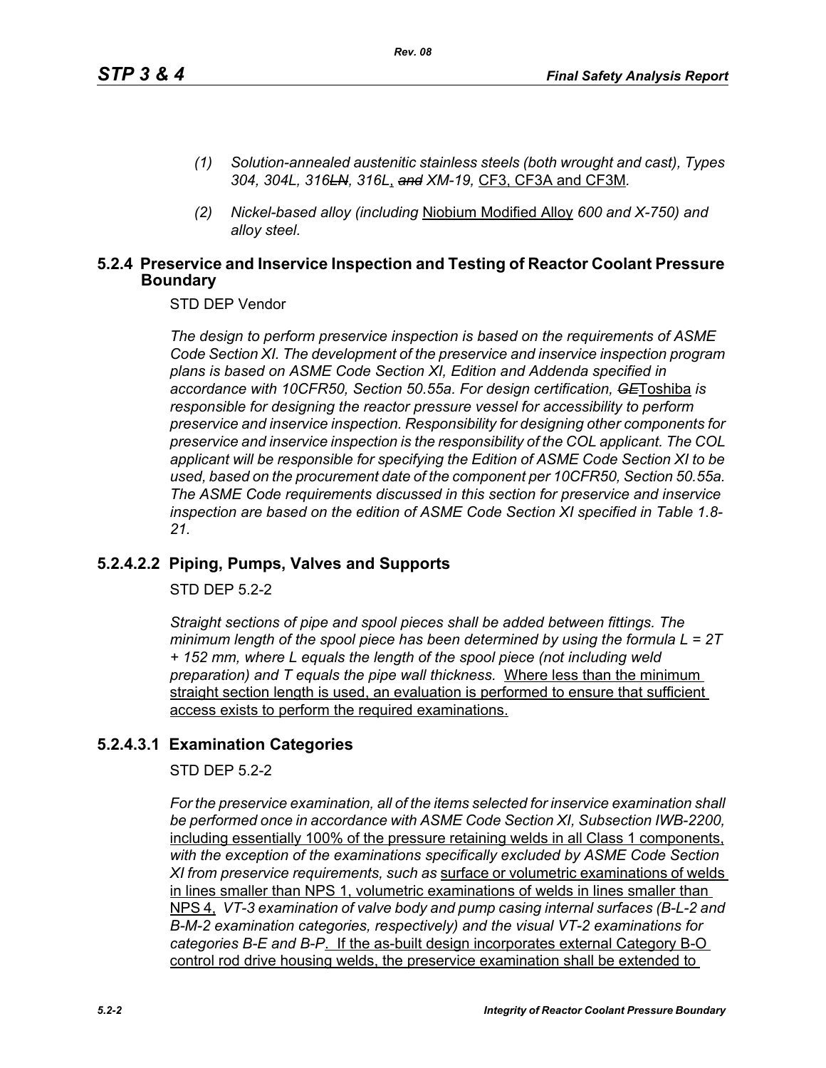*(1) Solution-annealed austenitic stainless steels (both wrought and cast), Types 304, 304L, 316~~LN~~, 316L*, ~~*and*~~ *XM-19,* CF3, CF3A and CF3M*.*

*(2) Nickel-based alloy (including* Niobium Modified Alloy *600 and X-750) and alloy steel.*

## 5.2.4 Preservice and Inservice Inspection and Testing of Reactor Coolant Pressure Boundary

STD DEP Vendor

*The design to perform preservice inspection is based on the requirements of ASME Code Section XI. The development of the preservice and inservice inspection program plans is based on ASME Code Section XI, Edition and Addenda specified in accordance with 10CFR50, Section 50.55a. For design certification,* ~~*GE*~~Toshiba *is responsible for designing the reactor pressure vessel for accessibility to perform preservice and inservice inspection. Responsibility for designing other components for preservice and inservice inspection is the responsibility of the COL applicant. The COL applicant will be responsible for specifying the Edition of ASME Code Section XI to be used, based on the procurement date of the component per 10CFR50, Section 50.55a. The ASME Code requirements discussed in this section for preservice and inservice inspection are based on the edition of ASME Code Section XI specified in Table 1.8-21.*

## 5.2.4.2.2 Piping, Pumps, Valves and Supports

STD DEP 5.2-2

*Straight sections of pipe and spool pieces shall be added between fittings. The minimum length of the spool piece has been determined by using the formula L = 2T + 152 mm, where L equals the length of the spool piece (not including weld preparation) and T equals the pipe wall thickness.* Where less than the minimum straight section length is used, an evaluation is performed to ensure that sufficient access exists to perform the required examinations.

## 5.2.4.3.1 Examination Categories

STD DEP 5.2-2

*For the preservice examination, all of the items selected for inservice examination shall be performed once in accordance with ASME Code Section XI, Subsection IWB-2200,* including essentially 100% of the pressure retaining welds in all Class 1 components, *with the exception of the examinations specifically excluded by ASME Code Section XI from preservice requirements, such as* surface or volumetric examinations of welds in lines smaller than NPS 1, volumetric examinations of welds in lines smaller than NPS 4, *VT-3 examination of valve body and pump casing internal surfaces (B-L-2 and B-M-2 examination categories, respectively) and the visual VT-2 examinations for categories B-E and B-P*. If the as-built design incorporates external Category B-O control rod drive housing welds, the preservice examination shall be extended to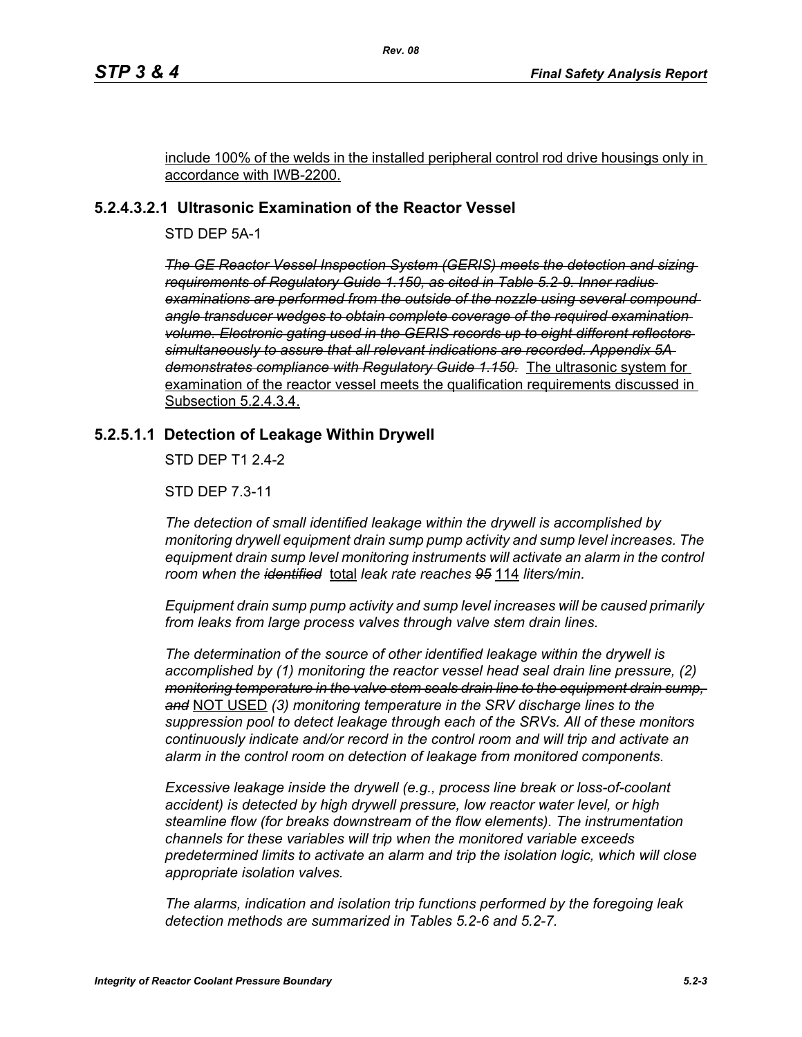include 100% of the welds in the installed peripheral control rod drive housings only in accordance with IWB-2200.

### 5.2.4.3.2.1 Ultrasonic Examination of the Reactor Vessel

STD DEP 5A-1

~~*The GE Reactor Vessel Inspection System (GERIS) meets the detection and sizing requirements of Regulatory Guide 1.150, as cited in Table 5.2-9. Inner radius examinations are performed from the outside of the nozzle using several compound angle transducer wedges to obtain complete coverage of the required examination volume. Electronic gating used in the GERIS records up to eight different reflectors simultaneously to assure that all relevant indications are recorded. Appendix 5A demonstrates compliance with Regulatory Guide 1.150.*~~ The ultrasonic system for examination of the reactor vessel meets the qualification requirements discussed in Subsection 5.2.4.3.4.

### 5.2.5.1.1 Detection of Leakage Within Drywell

STD DEP T1 2.4-2

STD DEP 7.3-11

*The detection of small identified leakage within the drywell is accomplished by monitoring drywell equipment drain sump pump activity and sump level increases. The equipment drain sump level monitoring instruments will activate an alarm in the control room when the ~~identified~~* total *leak rate reaches ~~95~~* 114 *liters/min.*

*Equipment drain sump pump activity and sump level increases will be caused primarily from leaks from large process valves through valve stem drain lines.*

*The determination of the source of other identified leakage within the drywell is accomplished by (1) monitoring the reactor vessel head seal drain line pressure, (2) ~~monitoring temperature in the valve stem seals drain line to the equipment drain sump, and~~* NOT USED *(3) monitoring temperature in the SRV discharge lines to the suppression pool to detect leakage through each of the SRVs. All of these monitors continuously indicate and/or record in the control room and will trip and activate an alarm in the control room on detection of leakage from monitored components.*

*Excessive leakage inside the drywell (e.g., process line break or loss-of-coolant accident) is detected by high drywell pressure, low reactor water level, or high steamline flow (for breaks downstream of the flow elements). The instrumentation channels for these variables will trip when the monitored variable exceeds predetermined limits to activate an alarm and trip the isolation logic, which will close appropriate isolation valves.*

*The alarms, indication and isolation trip functions performed by the foregoing leak detection methods are summarized in Tables 5.2-6 and 5.2-7.*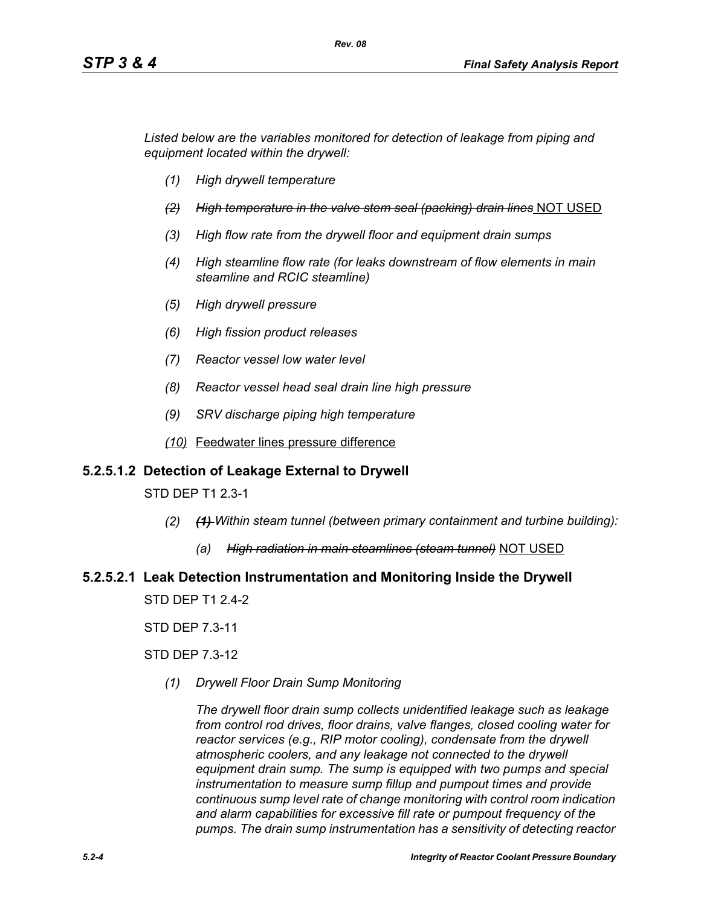*Listed below are the variables monitored for detection of leakage from piping and equipment located within the drywell:*

*(1) High drywell temperature*

*~~(2) High temperature in the valve stem seal (packing) drain lines~~* NOT USED

*(3) High flow rate from the drywell floor and equipment drain sumps*

*(4) High steamline flow rate (for leaks downstream of flow elements in main steamline and RCIC steamline)*

*(5) High drywell pressure*

*(6) High fission product releases*

*(7) Reactor vessel low water level*

*(8) Reactor vessel head seal drain line high pressure*

*(9) SRV discharge piping high temperature*

*(10)* Feedwater lines pressure difference

### 5.2.5.1.2 Detection of Leakage External to Drywell

STD DEP T1 2.3-1

(2) *~~(1)~~ Within steam tunnel (between primary containment and turbine building):*

(a) *~~High radiation in main steamlines (steam tunnel)~~* NOT USED

### 5.2.5.2.1 Leak Detection Instrumentation and Monitoring Inside the Drywell

STD DEP T1 2.4-2

STD DEP 7.3-11

STD DEP 7.3-12

*(1) Drywell Floor Drain Sump Monitoring*

*The drywell floor drain sump collects unidentified leakage such as leakage from control rod drives, floor drains, valve flanges, closed cooling water for reactor services (e.g., RIP motor cooling), condensate from the drywell atmospheric coolers, and any leakage not connected to the drywell equipment drain sump. The sump is equipped with two pumps and special instrumentation to measure sump fillup and pumpout times and provide continuous sump level rate of change monitoring with control room indication and alarm capabilities for excessive fill rate or pumpout frequency of the pumps. The drain sump instrumentation has a sensitivity of detecting reactor*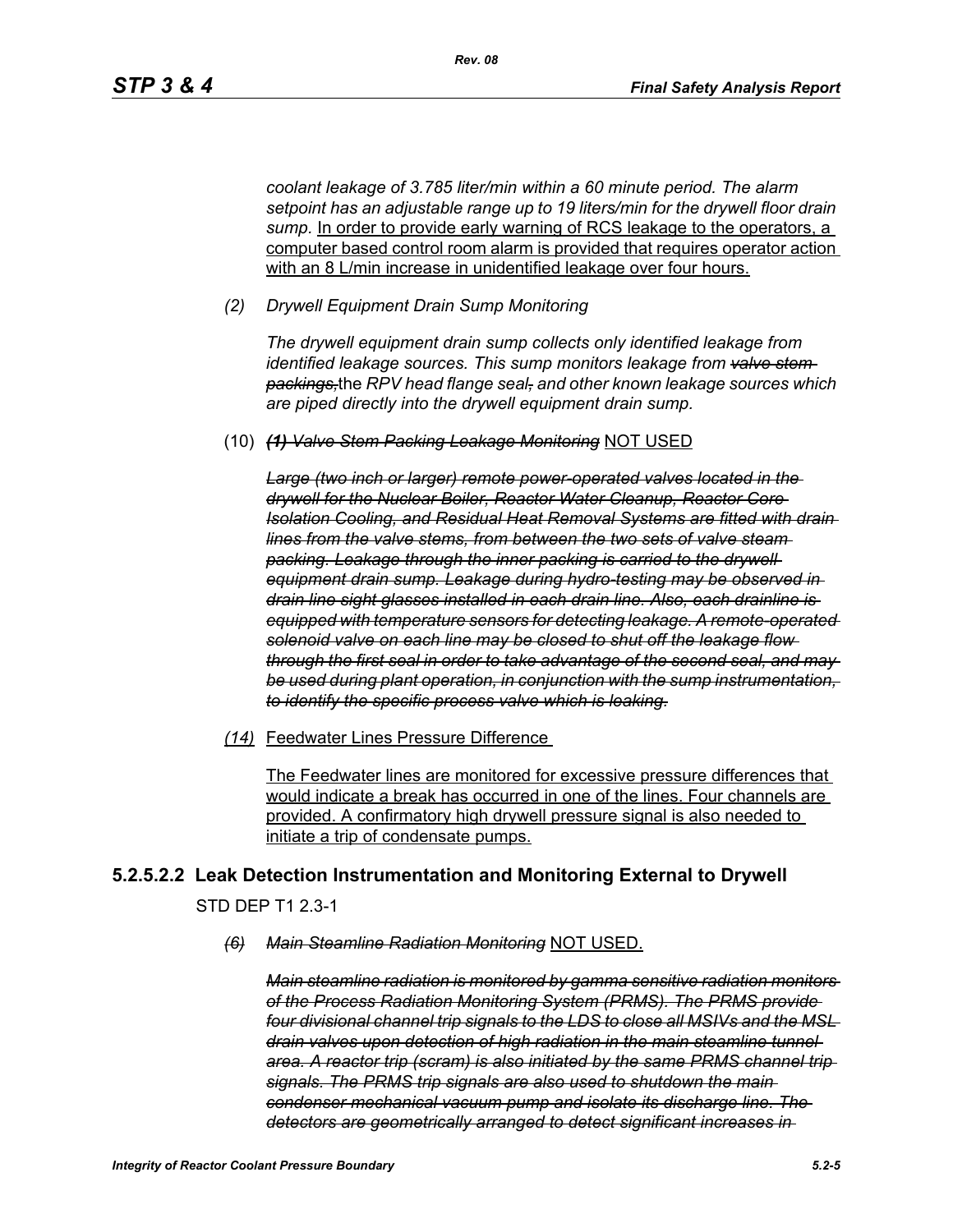*coolant leakage of 3.785 liter/min within a 60 minute period. The alarm setpoint has an adjustable range up to 19 liters/min for the drywell floor drain sump.* In order to provide early warning of RCS leakage to the operators, a computer based control room alarm is provided that requires operator action with an 8 L/min increase in unidentified leakage over four hours.

*(2) Drywell Equipment Drain Sump Monitoring*

*The drywell equipment drain sump collects only identified leakage from identified leakage sources. This sump monitors leakage from ~~valve stem packings,~~*the *RPV head flange seal~~,~~ and other known leakage sources which are piped directly into the drywell equipment drain sump.*

(10) ***~~(1) Valve Stem Packing Leakage Monitoring~~*** NOT USED

***~~Large (two inch or larger) remote power-operated valves located in the drywell for the Nuclear Boiler, Reactor Water Cleanup, Reactor Core Isolation Cooling, and Residual Heat Removal Systems are fitted with drain lines from the valve stems, from between the two sets of valve steam packing. Leakage through the inner packing is carried to the drywell equipment drain sump. Leakage during hydro-testing may be observed in drain line sight glasses installed in each drain line. Also, each drainline is equipped with temperature sensors for detecting leakage. A remote-operated solenoid valve on each line may be closed to shut off the leakage flow through the first seal in order to take advantage of the second seal, and may be used during plant operation, in conjunction with the sump instrumentation, to identify the specific process valve which is leaking.~~***

*(14)* Feedwater Lines Pressure Difference

The Feedwater lines are monitored for excessive pressure differences that would indicate a break has occurred in one of the lines. Four channels are provided. A confirmatory high drywell pressure signal is also needed to initiate a trip of condensate pumps.

### 5.2.5.2.2 Leak Detection Instrumentation and Monitoring External to Drywell

STD DEP T1 2.3-1

*~~(6) Main Steamline Radiation Monitoring~~* NOT USED.

***~~Main steamline radiation is monitored by gamma sensitive radiation monitors of the Process Radiation Monitoring System (PRMS). The PRMS provide four divisional channel trip signals to the LDS to close all MSIVs and the MSL drain valves upon detection of high radiation in the main steamline tunnel area. A reactor trip (scram) is also initiated by the same PRMS channel trip signals. The PRMS trip signals are also used to shutdown the main condenser mechanical vacuum pump and isolate its discharge line. The detectors are geometrically arranged to detect significant increases in~~***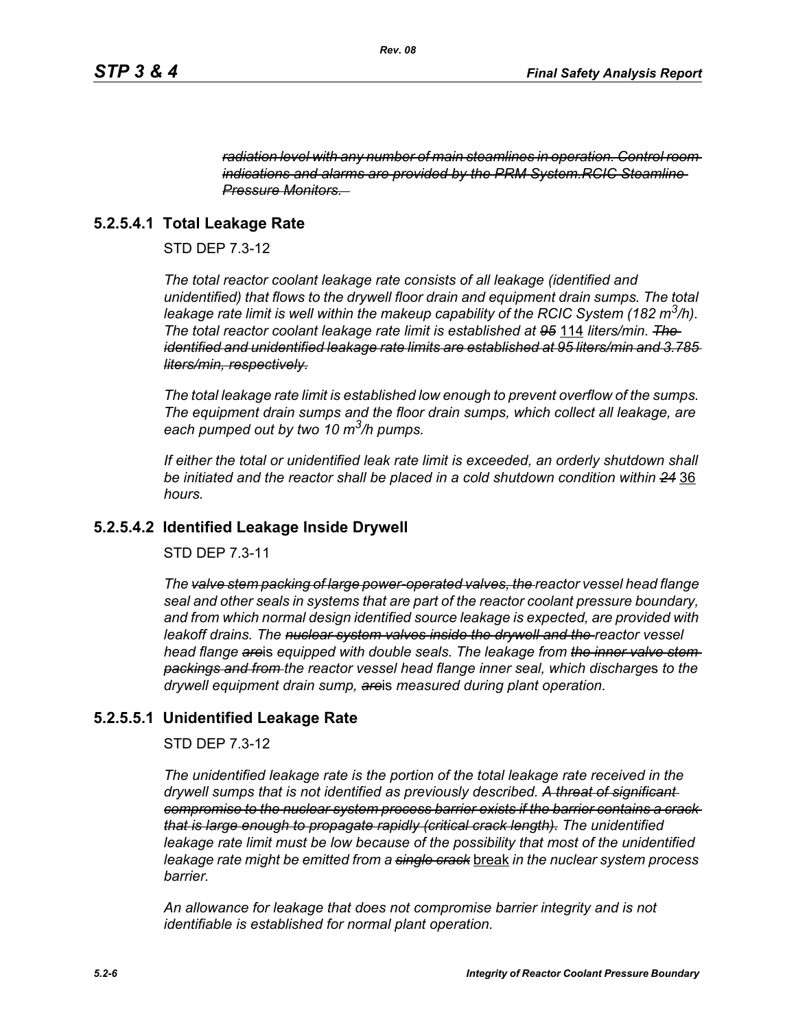~~*radiation level with any number of main steamlines in operation. Control room indications and alarms are provided by the PRM System.RCIC Steamline Pressure Monitors.*~~

### 5.2.5.4.1 Total Leakage Rate

STD DEP 7.3-12

*The total reactor coolant leakage rate consists of all leakage (identified and unidentified) that flows to the drywell floor drain and equipment drain sumps. The total leakage rate limit is well within the makeup capability of the RCIC System (182 $m^3$/h). The total reactor coolant leakage rate limit is established at ~~95~~* <u>114</u> *liters/min. ~~The identified and unidentified leakage rate limits are established at 95 liters/min and 3.785 liters/min, respectively.~~*

*The total leakage rate limit is established low enough to prevent overflow of the sumps. The equipment drain sumps and the floor drain sumps, which collect all leakage, are each pumped out by two 10 $m^3$/h pumps.*

*If either the total or unidentified leak rate limit is exceeded, an orderly shutdown shall be initiated and the reactor shall be placed in a cold shutdown condition within ~~24~~* <u>36</u> *hours.*

### 5.2.5.4.2 Identified Leakage Inside Drywell

STD DEP 7.3-11

*The ~~valve stem packing of large power-operated valves, the~~ reactor vessel head flange seal and other seals in systems that are part of the reactor coolant pressure boundary, and from which normal design identified source leakage is expected, are provided with leakoff drains. The ~~nuclear system valves inside the drywell and the~~ reactor vessel head flange ~~are~~*is *equipped with double seals. The leakage from ~~the inner valve stem packings and from~~ the reactor vessel head flange inner seal, which discharge*s *to the drywell equipment drain sump, ~~are~~*is *measured during plant operation.*

### 5.2.5.5.1 Unidentified Leakage Rate

STD DEP 7.3-12

*The unidentified leakage rate is the portion of the total leakage rate received in the drywell sumps that is not identified as previously described. ~~A threat of significant compromise to the nuclear system process barrier exists if the barrier contains a crack that is large enough to propagate rapidly (critical crack length).~~ The unidentified leakage rate limit must be low because of the possibility that most of the unidentified leakage rate might be emitted from a ~~single crack~~* <u>break</u> *in the nuclear system process barrier.*

*An allowance for leakage that does not compromise barrier integrity and is not identifiable is established for normal plant operation.*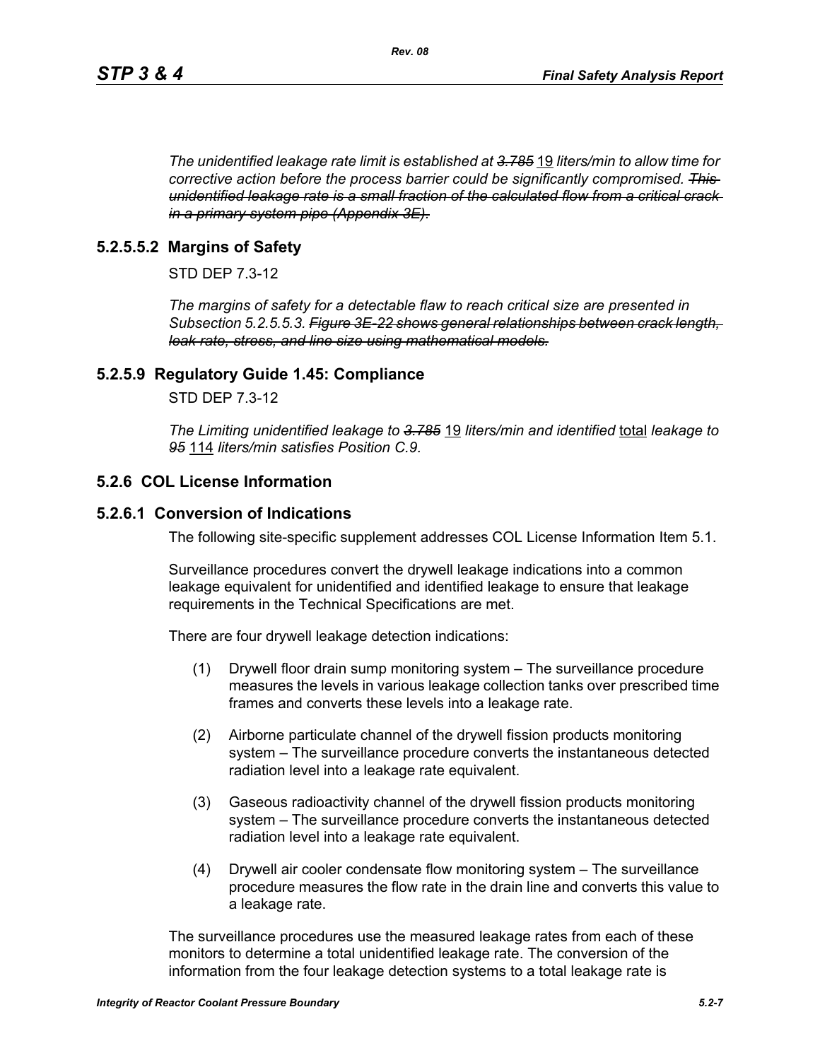*The unidentified leakage rate limit is established at ~~3.785~~* <u>19</u> *liters/min to allow time for corrective action before the process barrier could be significantly compromised. ~~This unidentified leakage rate is a small fraction of the calculated flow from a critical crack in a primary system pipe (Appendix 3E).~~*

### 5.2.5.5.2 Margins of Safety

STD DEP 7.3-12

*The margins of safety for a detectable flaw to reach critical size are presented in Subsection 5.2.5.5.3. ~~Figure 3E-22 shows general relationships between crack length, leak rate, stress, and line size using mathematical models.~~*

### 5.2.5.9 Regulatory Guide 1.45: Compliance

STD DEP 7.3-12

*The Limiting unidentified leakage to ~~3.785~~* <u>19</u> *liters/min and identified* <u>total</u> *leakage to ~~95~~* <u>114</u> *liters/min satisfies Position C.9.*

## 5.2.6 COL License Information

### 5.2.6.1 Conversion of Indications

The following site-specific supplement addresses COL License Information Item 5.1.

Surveillance procedures convert the drywell leakage indications into a common leakage equivalent for unidentified and identified leakage to ensure that leakage requirements in the Technical Specifications are met.

There are four drywell leakage detection indications:

(1) Drywell floor drain sump monitoring system – The surveillance procedure measures the levels in various leakage collection tanks over prescribed time frames and converts these levels into a leakage rate.

(2) Airborne particulate channel of the drywell fission products monitoring system – The surveillance procedure converts the instantaneous detected radiation level into a leakage rate equivalent.

(3) Gaseous radioactivity channel of the drywell fission products monitoring system – The surveillance procedure converts the instantaneous detected radiation level into a leakage rate equivalent.

(4) Drywell air cooler condensate flow monitoring system – The surveillance procedure measures the flow rate in the drain line and converts this value to a leakage rate.

The surveillance procedures use the measured leakage rates from each of these monitors to determine a total unidentified leakage rate. The conversion of the information from the four leakage detection systems to a total leakage rate is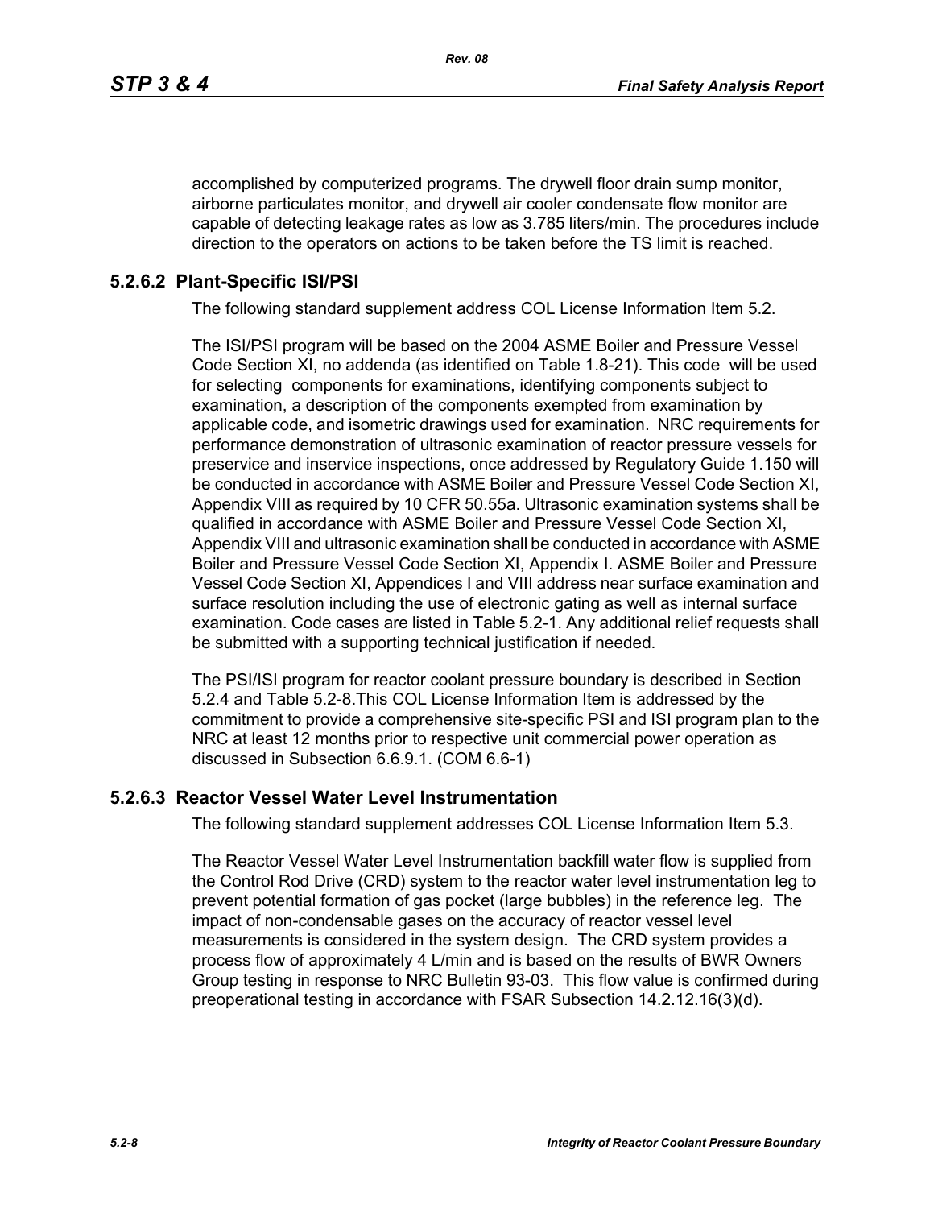accomplished by computerized programs. The drywell floor drain sump monitor, airborne particulates monitor, and drywell air cooler condensate flow monitor are capable of detecting leakage rates as low as 3.785 liters/min. The procedures include direction to the operators on actions to be taken before the TS limit is reached.

### 5.2.6.2 Plant-Specific ISI/PSI

The following standard supplement address COL License Information Item 5.2.

The ISI/PSI program will be based on the 2004 ASME Boiler and Pressure Vessel Code Section XI, no addenda (as identified on Table 1.8-21). This code will be used for selecting components for examinations, identifying components subject to examination, a description of the components exempted from examination by applicable code, and isometric drawings used for examination. NRC requirements for performance demonstration of ultrasonic examination of reactor pressure vessels for preservice and inservice inspections, once addressed by Regulatory Guide 1.150 will be conducted in accordance with ASME Boiler and Pressure Vessel Code Section XI, Appendix VIII as required by 10 CFR 50.55a. Ultrasonic examination systems shall be qualified in accordance with ASME Boiler and Pressure Vessel Code Section XI, Appendix VIII and ultrasonic examination shall be conducted in accordance with ASME Boiler and Pressure Vessel Code Section XI, Appendix I. ASME Boiler and Pressure Vessel Code Section XI, Appendices I and VIII address near surface examination and surface resolution including the use of electronic gating as well as internal surface examination. Code cases are listed in Table 5.2-1. Any additional relief requests shall be submitted with a supporting technical justification if needed.

The PSI/ISI program for reactor coolant pressure boundary is described in Section 5.2.4 and Table 5.2-8.This COL License Information Item is addressed by the commitment to provide a comprehensive site-specific PSI and ISI program plan to the NRC at least 12 months prior to respective unit commercial power operation as discussed in Subsection 6.6.9.1. (COM 6.6-1)

### 5.2.6.3 Reactor Vessel Water Level Instrumentation

The following standard supplement addresses COL License Information Item 5.3.

The Reactor Vessel Water Level Instrumentation backfill water flow is supplied from the Control Rod Drive (CRD) system to the reactor water level instrumentation leg to prevent potential formation of gas pocket (large bubbles) in the reference leg. The impact of non-condensable gases on the accuracy of reactor vessel level measurements is considered in the system design. The CRD system provides a process flow of approximately 4 L/min and is based on the results of BWR Owners Group testing in response to NRC Bulletin 93-03. This flow value is confirmed during preoperational testing in accordance with FSAR Subsection 14.2.12.16(3)(d).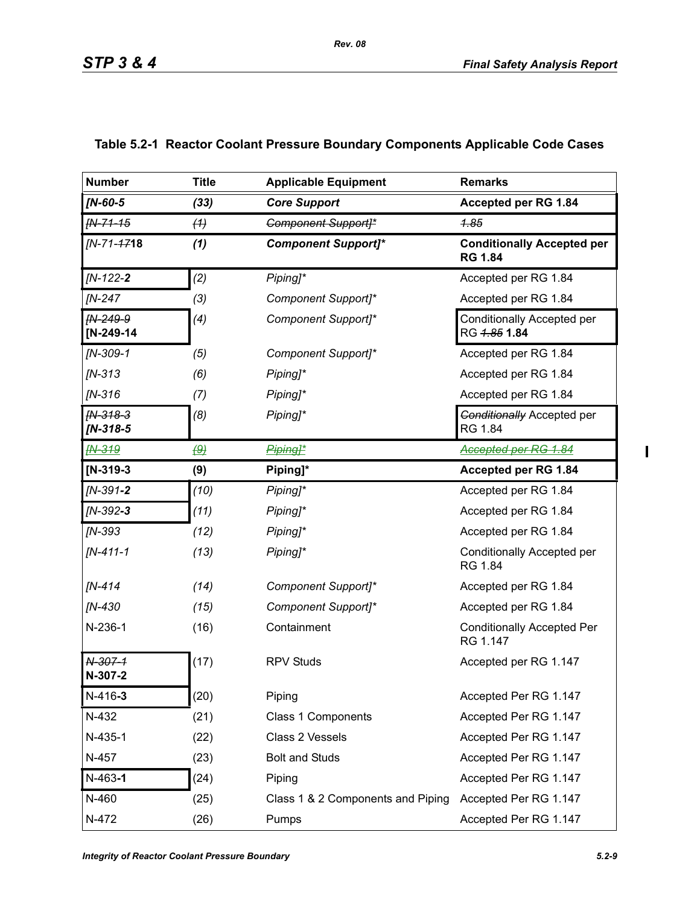## Table 5.2-1 Reactor Coolant Pressure Boundary Components Applicable Code Cases

| Number | Title | Applicable Equipment | Remarks |
|---|---|---|---|
| ***[N-60-5*** | ***(33)*** | ***Core Support*** | **Accepted per RG 1.84** |
| ~~*[N-71-15*~~ | ~~*(1)*~~ | ~~*Component Support]**~~ | ~~*1.85*~~ |
| *[N-71-~~17~~***18** | ***(1)*** | ***Component Support]**** | **Conditionally Accepted per RG 1.84** |
| *[N-122-**2*** | *(2)* | *Piping]** | Accepted per RG 1.84 |
| *[N-247* | *(3)* | *Component Support]** | Accepted per RG 1.84 |
| ~~*[N-249-9*~~ **[N-249-14** | *(4)* | *Component Support]** | Conditionally Accepted per RG ~~*1.85*~~ **1.84** |
| *[N-309-1* | *(5)* | *Component Support]** | Accepted per RG 1.84 |
| *[N-313* | *(6)* | *Piping]** | Accepted per RG 1.84 |
| *[N-316* | *(7)* | *Piping]** | Accepted per RG 1.84 |
| ~~*[N-318-3*~~ ***[N-318-5*** | *(8)* | *Piping]** | ~~*Conditionally*~~ Accepted per RG 1.84 |
| ~~*[N-319*~~ | ~~*(9)*~~ | ~~*Piping]**~~ | ~~*Accepted per RG 1.84*~~ |
| **[N-319-3** | **(9)** | **Piping]*** | **Accepted per RG 1.84** |
| *[N-391-**2*** | *(10)* | *Piping]** | Accepted per RG 1.84 |
| *[N-392-**3*** | *(11)* | *Piping]** | Accepted per RG 1.84 |
| *[N-393* | *(12)* | *Piping]** | Accepted per RG 1.84 |
| *[N-411-1* | *(13)* | *Piping]** | Conditionally Accepted per RG 1.84 |
| *[N-414* | *(14)* | *Component Support]** | Accepted per RG 1.84 |
| *[N-430* | *(15)* | *Component Support]** | Accepted per RG 1.84 |
| N-236-1 | (16) | Containment | Conditionally Accepted Per RG 1.147 |
| ~~*N-307-1*~~ **N-307-2** | (17) | RPV Studs | Accepted per RG 1.147 |
| N-416-**3** | (20) | Piping | Accepted Per RG 1.147 |
| N-432 | (21) | Class 1 Components | Accepted Per RG 1.147 |
| N-435-1 | (22) | Class 2 Vessels | Accepted Per RG 1.147 |
| N-457 | (23) | Bolt and Studs | Accepted Per RG 1.147 |
| N-463-**1** | (24) | Piping | Accepted Per RG 1.147 |
| N-460 | (25) | Class 1 & 2 Components and Piping | Accepted Per RG 1.147 |
| N-472 | (26) | Pumps | Accepted Per RG 1.147 |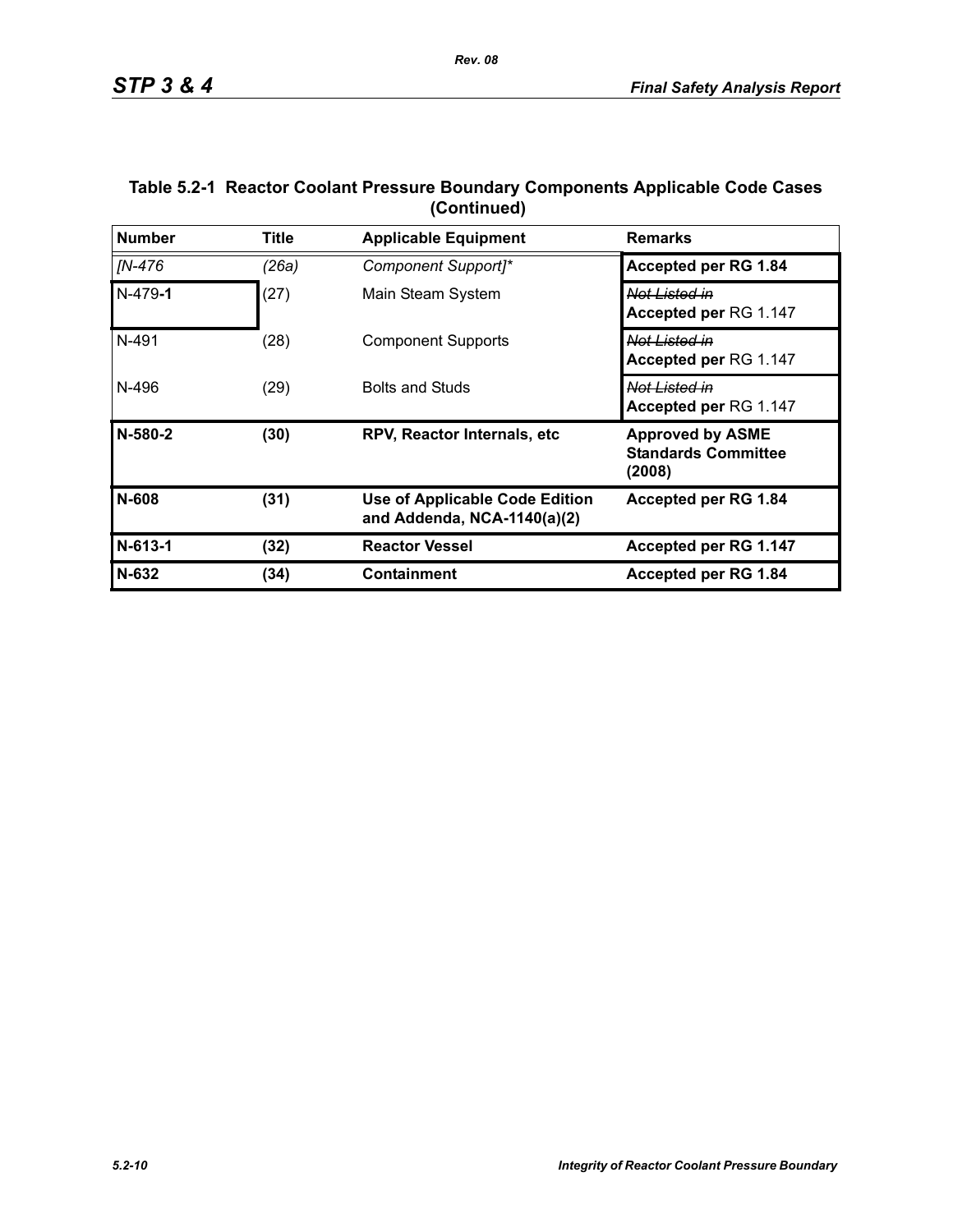**Table 5.2-1 Reactor Coolant Pressure Boundary Components Applicable Code Cases (Continued)**

| Number | Title | Applicable Equipment | Remarks |
|---|---|---|---|
| *[N-476* | *(26a)* | *Component Support]** | **Accepted per RG 1.84** |
| N-479**-1** | (27) | Main Steam System | ~~*Not Listed in*~~ **Accepted per** RG 1.147 |
| N-491 | (28) | Component Supports | ~~*Not Listed in*~~ **Accepted per** RG 1.147 |
| N-496 | (29) | Bolts and Studs | ~~*Not Listed in*~~ **Accepted per** RG 1.147 |
| **N-580-2** | **(30)** | **RPV, Reactor Internals, etc** | **Approved by ASME Standards Committee (2008)** |
| **N-608** | **(31)** | **Use of Applicable Code Edition and Addenda, NCA-1140(a)(2)** | **Accepted per RG 1.84** |
| **N-613-1** | **(32)** | **Reactor Vessel** | **Accepted per RG 1.147** |
| **N-632** | **(34)** | **Containment** | **Accepted per RG 1.84** |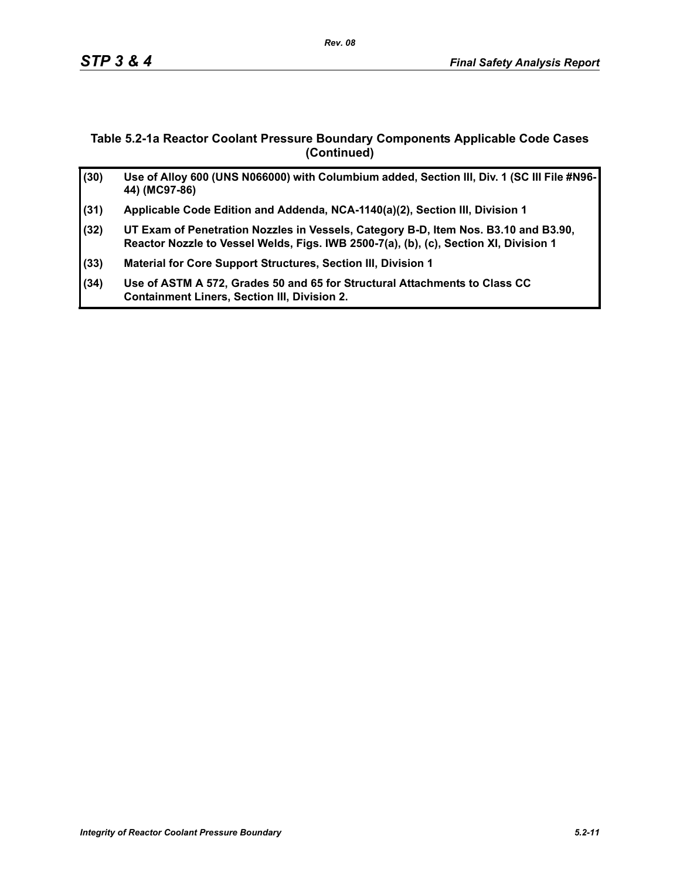### Table 5.2-1a Reactor Coolant Pressure Boundary Components Applicable Code Cases (Continued)

| | |
|---|---|
| **(30)** | **Use of Alloy 600 (UNS N066000) with Columbium added, Section III, Div. 1 (SC III File #N96-44) (MC97-86)** |
| **(31)** | **Applicable Code Edition and Addenda, NCA-1140(a)(2), Section III, Division 1** |
| **(32)** | **UT Exam of Penetration Nozzles in Vessels, Category B-D, Item Nos. B3.10 and B3.90, Reactor Nozzle to Vessel Welds, Figs. IWB 2500-7(a), (b), (c), Section XI, Division 1** |
| **(33)** | **Material for Core Support Structures, Section III, Division 1** |
| **(34)** | **Use of ASTM A 572, Grades 50 and 65 for Structural Attachments to Class CC Containment Liners, Section III, Division 2.** |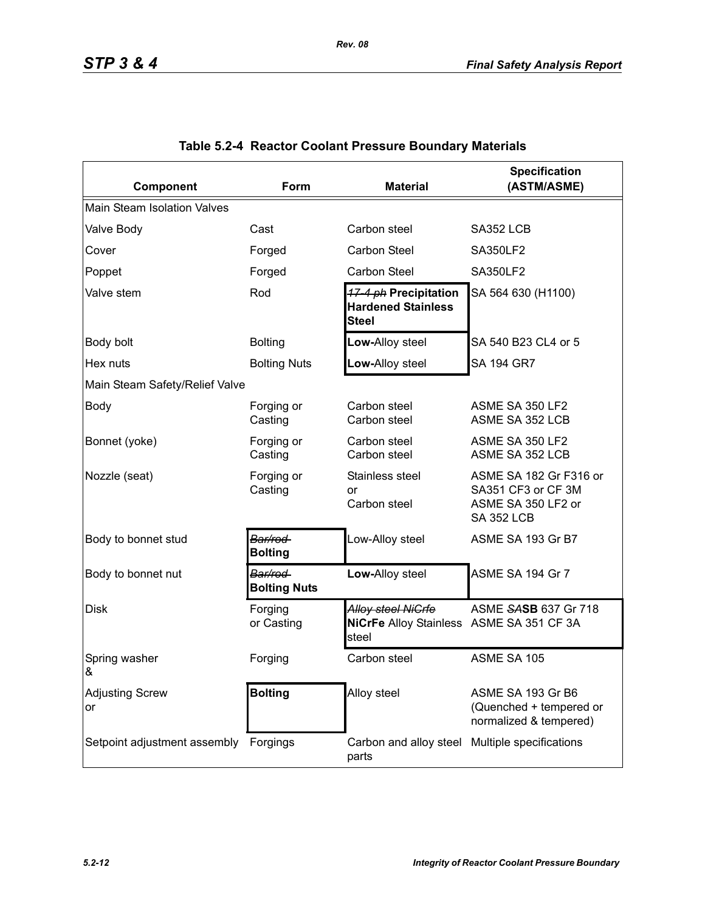**Table 5.2-4 Reactor Coolant Pressure Boundary Materials**

| Component | Form | Material | Specification (ASTM/ASME) |
|---|---|---|---|
| Main Steam Isolation Valves | | | |
| Valve Body | Cast | Carbon steel | SA352 LCB |
| Cover | Forged | Carbon Steel | SA350LF2 |
| Poppet | Forged | Carbon Steel | SA350LF2 |
| Valve stem | Rod | ~~17-4 ph~~ **Precipitation Hardened Stainless Steel** | SA 564 630 (H1100) |
| Body bolt | Bolting | **Low-**Alloy steel | SA 540 B23 CL4 or 5 |
| Hex nuts | Bolting Nuts | **Low-**Alloy steel | SA 194 GR7 |
| Main Steam Safety/Relief Valve | | | |
| Body | Forging or Casting | Carbon steel Carbon steel | ASME SA 350 LF2 ASME SA 352 LCB |
| Bonnet (yoke) | Forging or Casting | Carbon steel Carbon steel | ASME SA 350 LF2 ASME SA 352 LCB |
| Nozzle (seat) | Forging or Casting | Stainless steel or Carbon steel | ASME SA 182 Gr F316 or SA351 CF3 or CF 3M ASME SA 350 LF2 or SA 352 LCB |
| Body to bonnet stud | ~~Bar/rod~~ **Bolting** | Low-Alloy steel | ASME SA 193 Gr B7 |
| Body to bonnet nut | ~~Bar/rod~~ **Bolting Nuts** | **Low-**Alloy steel | ASME SA 194 Gr 7 |
| Disk | Forging or Casting | ~~Alloy steel NiCrfe~~ **NiCrFe** Alloy Stainless steel | ASME ~~SA~~**SB** 637 Gr 718 ASME SA 351 CF 3A |
| Spring washer & | Forging | Carbon steel | ASME SA 105 |
| Adjusting Screw or | **Bolting** | Alloy steel | ASME SA 193 Gr B6 (Quenched + tempered or normalized & tempered) |
| Setpoint adjustment assembly | Forgings | Carbon and alloy steel parts | Multiple specifications |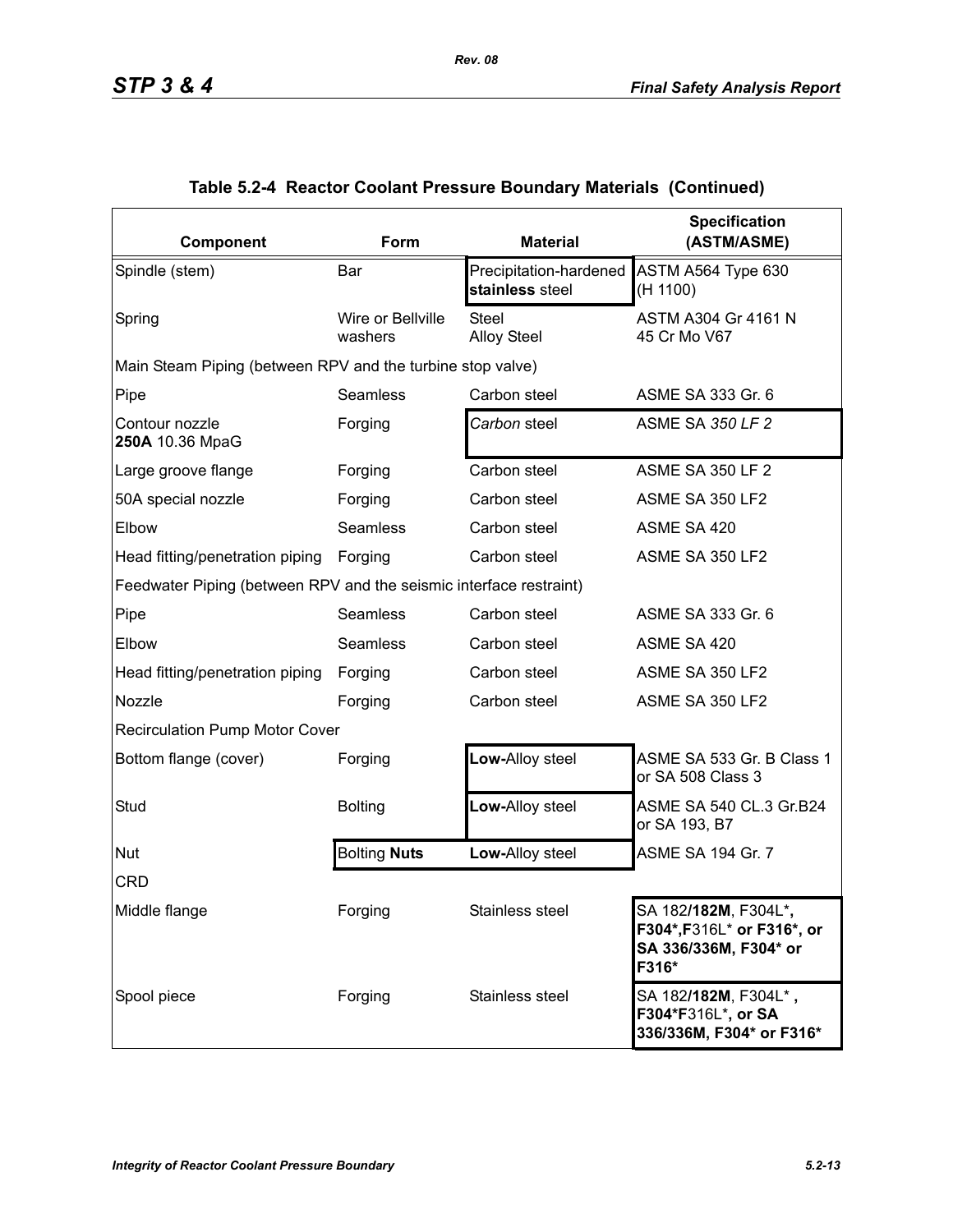## Table 5.2-4 Reactor Coolant Pressure Boundary Materials (Continued)

| Component | Form | Material | Specification (ASTM/ASME) |
|---|---|---|---|
| Spindle (stem) | Bar | Precipitation-hardened **stainless** steel | ASTM A564 Type 630 (H 1100) |
| Spring | Wire or Bellville washers | Steel<br>Alloy Steel | ASTM A304 Gr 4161 N<br>45 Cr Mo V67 |
| Main Steam Piping (between RPV and the turbine stop valve) | | | |
| Pipe | Seamless | Carbon steel | ASME SA 333 Gr. 6 |
| Contour nozzle **250A** 10.36 MpaG | Forging | *Carbon* steel | ASME SA *350 LF 2* |
| Large groove flange | Forging | Carbon steel | ASME SA 350 LF 2 |
| 50A special nozzle | Forging | Carbon steel | ASME SA 350 LF2 |
| Elbow | Seamless | Carbon steel | ASME SA 420 |
| Head fitting/penetration piping | Forging | Carbon steel | ASME SA 350 LF2 |
| Feedwater Piping (between RPV and the seismic interface restraint) | | | |
| Pipe | Seamless | Carbon steel | ASME SA 333 Gr. 6 |
| Elbow | Seamless | Carbon steel | ASME SA 420 |
| Head fitting/penetration piping | Forging | Carbon steel | ASME SA 350 LF2 |
| Nozzle | Forging | Carbon steel | ASME SA 350 LF2 |
| Recirculation Pump Motor Cover | | | |
| Bottom flange (cover) | Forging | **Low-**Alloy steel | ASME SA 533 Gr. B Class 1 or SA 508 Class 3 |
| Stud | Bolting | **Low-**Alloy steel | ASME SA 540 CL.3 Gr.B24 or SA 193, B7 |
| Nut | Bolting **Nuts** | **Low-**Alloy steel | ASME SA 194 Gr. 7 |
| CRD | | | |
| Middle flange | Forging | Stainless steel | SA 182**/182M**, F304L***, F304*,F**316L* **or F316*, or SA 336/336M, F304* or F316*** |
| Spool piece | Forging | Stainless steel | SA 182**/182M**, F304L* **, F304*F**316L***, or SA 336/336M, F304* or F316*** |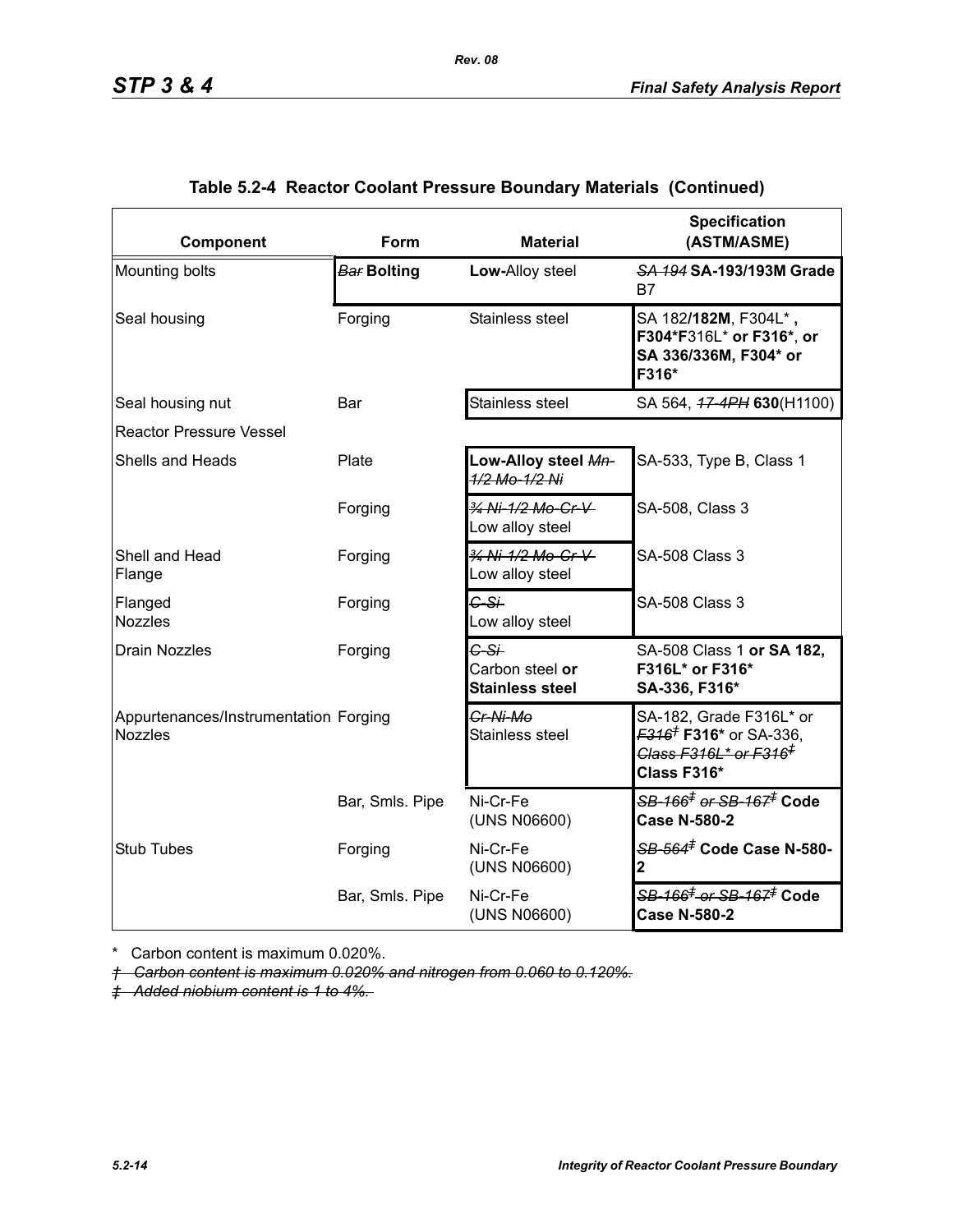**Table 5.2-4 Reactor Coolant Pressure Boundary Materials (Continued)**

| Component | Form | Material | Specification (ASTM/ASME) |
|---|---|---|---|
| Mounting bolts | ~~Bar~~ **Bolting** | **Low-**Alloy steel | ~~SA 194~~ **SA-193/193M Grade** B7 |
| Seal housing | Forging | Stainless steel | SA 182**/182M**, F304L* **,** **F304*F**316L* **or F316***, **or SA 336/336M, F304* or F316*** |
| Seal housing nut | Bar | Stainless steel | SA 564, ~~17-4PH~~ **630**(H1100) |
| Reactor Pressure Vessel | | | |
| Shells and Heads | Plate | **Low-Alloy steel** ~~Mn-1/2 Mo-1/2 Ni~~ | SA-533, Type B, Class 1 |
| | Forging | ~~¾ Ni-1/2 Mo-Cr-V~~ Low alloy steel | SA-508, Class 3 |
| Shell and Head Flange | Forging | ~~¾ Ni-1/2 Mo-Cr-V~~ Low alloy steel | SA-508 Class 3 |
| Flanged Nozzles | Forging | ~~C-Si~~ Low alloy steel | SA-508 Class 3 |
| Drain Nozzles | Forging | ~~C-Si~~ Carbon steel **or Stainless steel** | SA-508 Class 1 **or SA 182, F316L* or F316* SA-336, F316*** |
| Appurtenances/Instrumentation Nozzles | Forging | ~~Cr-Ni-Mo~~ Stainless steel | SA-182, Grade F316L* or ~~F316†~~ **F316*** or SA-336, ~~Class F316L* or F316‡~~ **Class F316*** |
| | Bar, Smls. Pipe | Ni-Cr-Fe (UNS N06600) | ~~SB-166‡ or SB-167‡~~ **Code Case N-580-2** |
| Stub Tubes | Forging | Ni-Cr-Fe (UNS N06600) | ~~SB-564‡~~ **Code Case N-580-2** |
| | Bar, Smls. Pipe | Ni-Cr-Fe (UNS N06600) | ~~SB-166‡ or SB-167‡~~ **Code Case N-580-2** |

\* Carbon content is maximum 0.020%.

~~† Carbon content is maximum 0.020% and nitrogen from 0.060 to 0.120%.~~

~~‡ Added niobium content is 1 to 4%.~~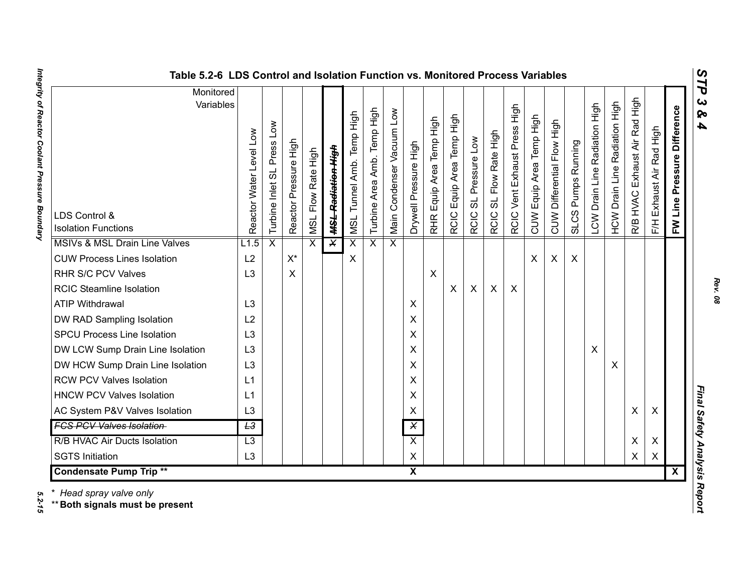**Table 5.2-6 LDS Control and Isolation Function vs. Monitored Process Variables**

| LDS Control & Isolation Functions / Monitored Variables | Reactor Water Level Low | Turbine Inlet SL Press Low | Reactor Pressure High | MSL Flow Rate High | ~~MSL Radiation High~~ | MSL Tunnel Amb. Temp High | Turbine Area Amb. Temp High | Main Condenser Vacuum Low | Drywell Pressure High | RHR Equip Area Temp High | RCIC Equip Area Temp High | RCIC SL Pressure Low | RCIC SL Flow Rate High | RCIC Vent Exhaust Press High | CUW Equip Area Temp High | CUW Differential Flow High | SLCS Pumps Running | LCW Drain Line Radiation High | HCW Drain Line Radiation High | R/B HVAC Exhaust Air Rad High | F/H Exhaust Air Rad High | **FW Line Pressure Difference** |
|---|---|---|---|---|---|---|---|---|---|---|---|---|---|---|---|---|---|---|---|---|---|---|
| MSIVs & MSL Drain Line Valves | L1.5 | X | | X | ~~X~~ | X | X | X | | | | | | | | | | | | | | |
| CUW Process Lines Isolation | L2 | | X* | | | X | | | | | | | | | X | X | X | | | | | |
| RHR S/C PCV Valves | L3 | | X | | | | | | | X | | | | | | | | | | | | |
| RCIC Steamline Isolation | | | | | | | | | | | X | X | X | X | | | | | | | | |
| ATIP Withdrawal | L3 | | | | | | | | X | | | | | | | | | | | | | |
| DW RAD Sampling Isolation | L2 | | | | | | | | X | | | | | | | | | | | | | |
| SPCU Process Line Isolation | L3 | | | | | | | | X | | | | | | | | | | | | | |
| DW LCW Sump Drain Line Isolation | L3 | | | | | | | | X | | | | | | | | | X | | | | |
| DW HCW Sump Drain Line Isolation | L3 | | | | | | | | X | | | | | | | | | | X | | | |
| RCW PCV Valves Isolation | L1 | | | | | | | | X | | | | | | | | | | | | | |
| HNCW PCV Valves Isolation | L1 | | | | | | | | X | | | | | | | | | | | | | |
| AC System P&V Valves Isolation | L3 | | | | | | | | X | | | | | | | | | | | X | X | |
| ~~FCS PCV Valves Isolation~~ | ~~L3~~ | | | | | | | | ~~X~~ | | | | | | | | | | | | | |
| R/B HVAC Air Ducts Isolation | L3 | | | | | | | | X | | | | | | | | | | | X | X | |
| SGTS Initiation | L3 | | | | | | | | X | | | | | | | | | | | X | X | |
| **Condensate Pump Trip \*\*** | | | | | | | | | **X** | | | | | | | | | | | | | **X** |

\* *Head spray valve only*

\*\* **Both signals must be present**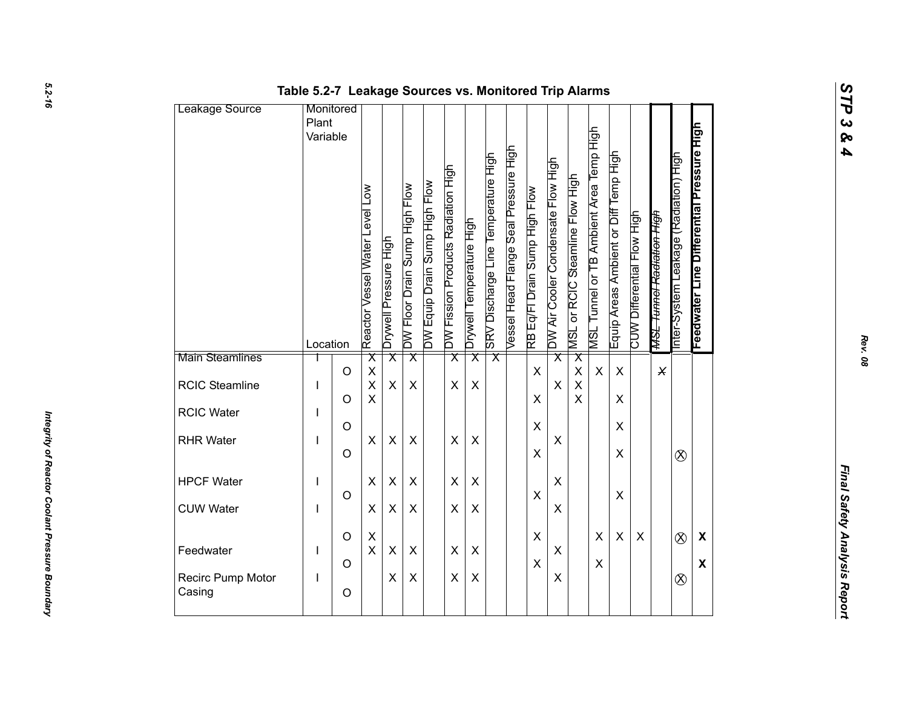**Table 5.2-7 Leakage Sources vs. Monitored Trip Alarms**

| Leakage Source | Monitored Plant Variable Location | Reactor Vessel Water Level Low | Drywell Pressure High | DW Floor Drain Sump High Flow | DW Equip Drain Sump High Flow | DW Fission Products Radiation High | Drywell Temperature High | SRV Discharge Line Temperature High | Vessel Head Flange Seal Pressure High | RB Eq/Fl Drain Sump High Flow | DW Air Cooler Condensate Flow High | MSL or RCIC Steamline Flow High | MSL Tunnel or TB Ambient Area Temp High | Equip Areas Ambient or Diff Temp High | CUW Differential Flow High | ~~MSL Tunnel Radiation High~~ | Inter-System Leakage (Radiation) High | **Feedwater Line Differential Pressure High** |
|---|---|---|---|---|---|---|---|---|---|---|---|---|---|---|---|---|---|---|
| Main Steamlines | I | X | X | X | | X | X | X | | | X | X | | | | | | |
| | O | X | | | | | | | | X | | X | X | X | | ~~X~~ | | |
| RCIC Steamline | I | X | X | X | | X | X | | | | X | X | | | | | | |
| | O | X | | | | | | | | X | | X | | X | | | | |
| RCIC Water | I | | | | | | | | | | | | | | | | | |
| | O | | | | | | | | | X | | | | X | | | | |
| RHR Water | I | X | X | X | | X | X | | | | X | | | | | | | |
| | O | | | | | | | | | X | | | | X | | | (X) | |
| HPCF Water | I | X | X | X | | X | X | | | | X | | | | | | | |
| | O | | | | | | | | | X | | | | X | | | | |
| CUW Water | I | X | X | X | | X | X | | | | X | | | | | | | |
| | O | X | | | | | | | | X | | | X | X | X | | (X) | **X** |
| Feedwater | I | X | X | X | | X | X | | | | X | | | | | | | |
| | O | | | | | | | | | X | | | X | | | | | **X** |
| Recirc Pump Motor Casing | I | | X | X | | X | X | | | | X | | | | | | (X) | |
| | O | | | | | | | | | | | | | | | | | |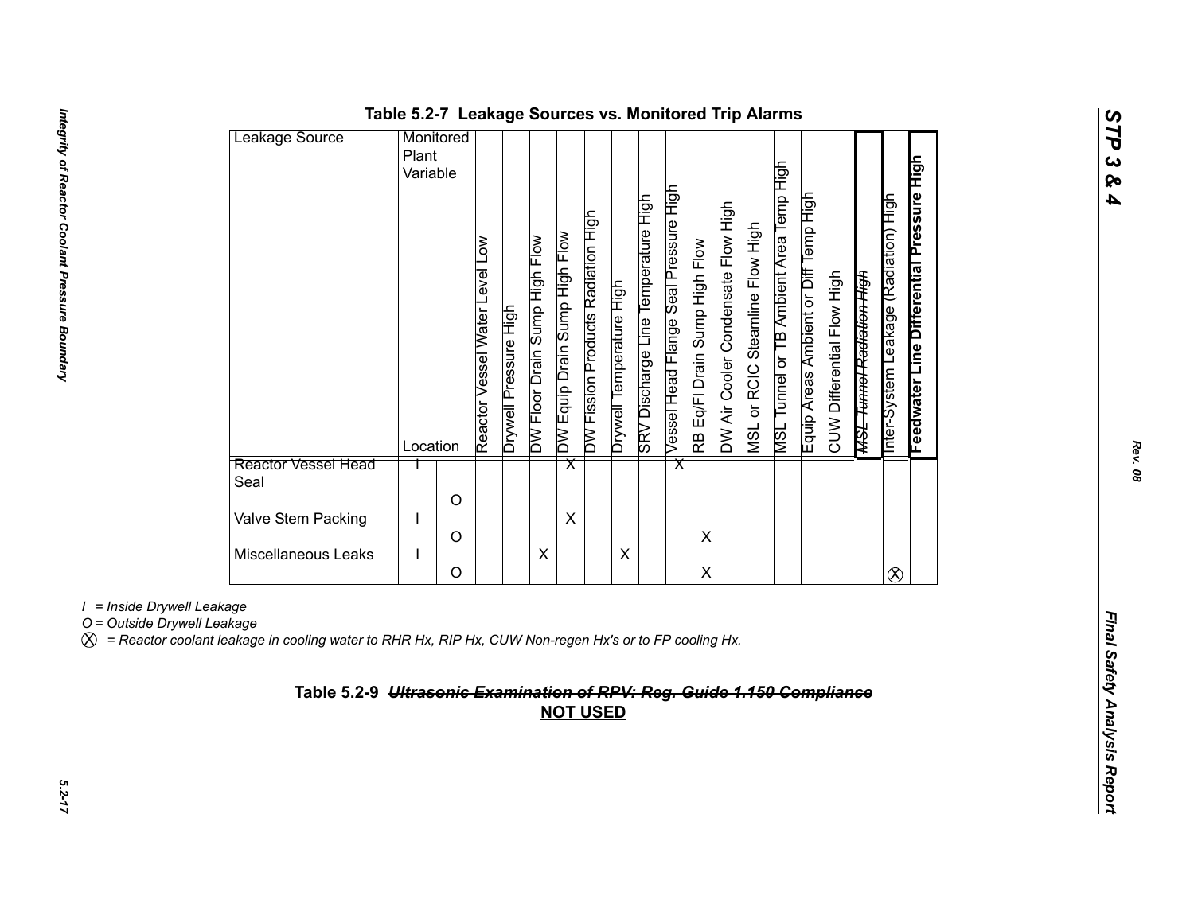**Table 5.2-7 Leakage Sources vs. Monitored Trip Alarms**

| Leakage Source | Monitored Plant Variable / Location | Reactor Vessel Water Level Low | Drywell Pressure High | DW Floor Drain Sump High Flow | DW Equip Drain Sump High Flow | DW Fission Products Radiation High | Drywell Temperature High | SRV Discharge Line Temperature High | Vessel Head Flange Seal Pressure High | RB Eq/Fl Drain Sump High Flow | DW Air Cooler Condensate Flow High | MSL or RCIC Steamline Flow High | MSL Tunnel or TB Ambient Area Temp High | Equip Areas Ambient or Diff Temp High | CUW Differential Flow High | ~~MSL Tunnel Radiation High~~ | Inter-System Leakage (Radiation) High | **Feedwater Line Differential Pressure High** |
|---|---|---|---|---|---|---|---|---|---|---|---|---|---|---|---|---|---|---|
| Reactor Vessel Head Seal | I | | | | X | | | | X | | | | | | | | | |
| | O | | | | | | | | | | | | | | | | | |
| Valve Stem Packing | I | | | | X | | | | | | | | | | | | | |
| | O | | | | | | | | | X | | | | | | | | |
| Miscellaneous Leaks | I | | | X | | | X | | | | | | | | | | | |
| | O | | | | | | | | | X | | | | | | | ⓧ | |

*I = Inside Drywell Leakage*

*O = Outside Drywell Leakage*

*ⓧ = Reactor coolant leakage in cooling water to RHR Hx, RIP Hx, CUW Non-regen Hx's or to FP cooling Hx.*

**Table 5.2-9 ~~*Ultrasonic Examination of RPV: Reg. Guide 1.150 Compliance*~~**

**NOT USED**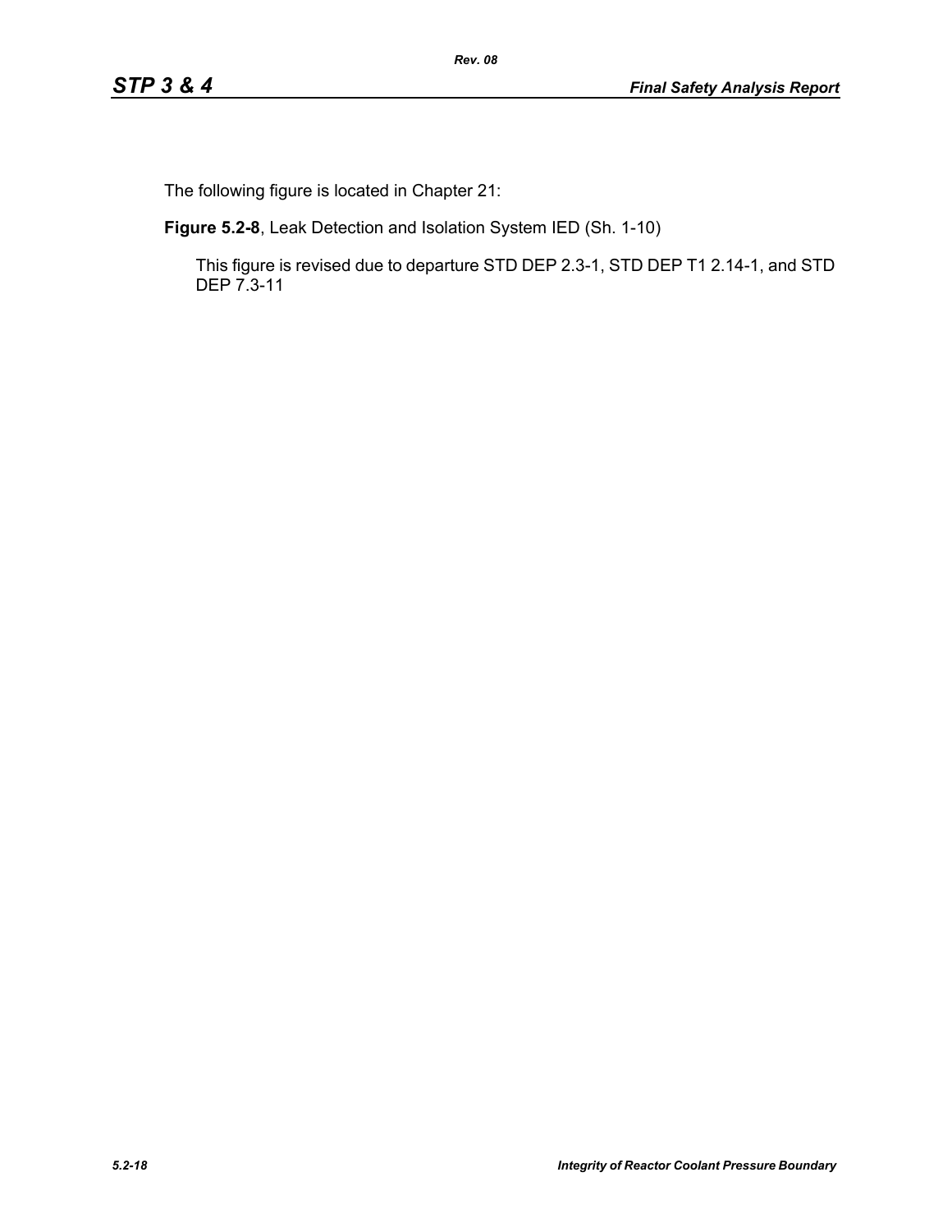The following figure is located in Chapter 21:

**Figure 5.2-8**, Leak Detection and Isolation System IED (Sh. 1-10)

This figure is revised due to departure STD DEP 2.3-1, STD DEP T1 2.14-1, and STD DEP 7.3-11